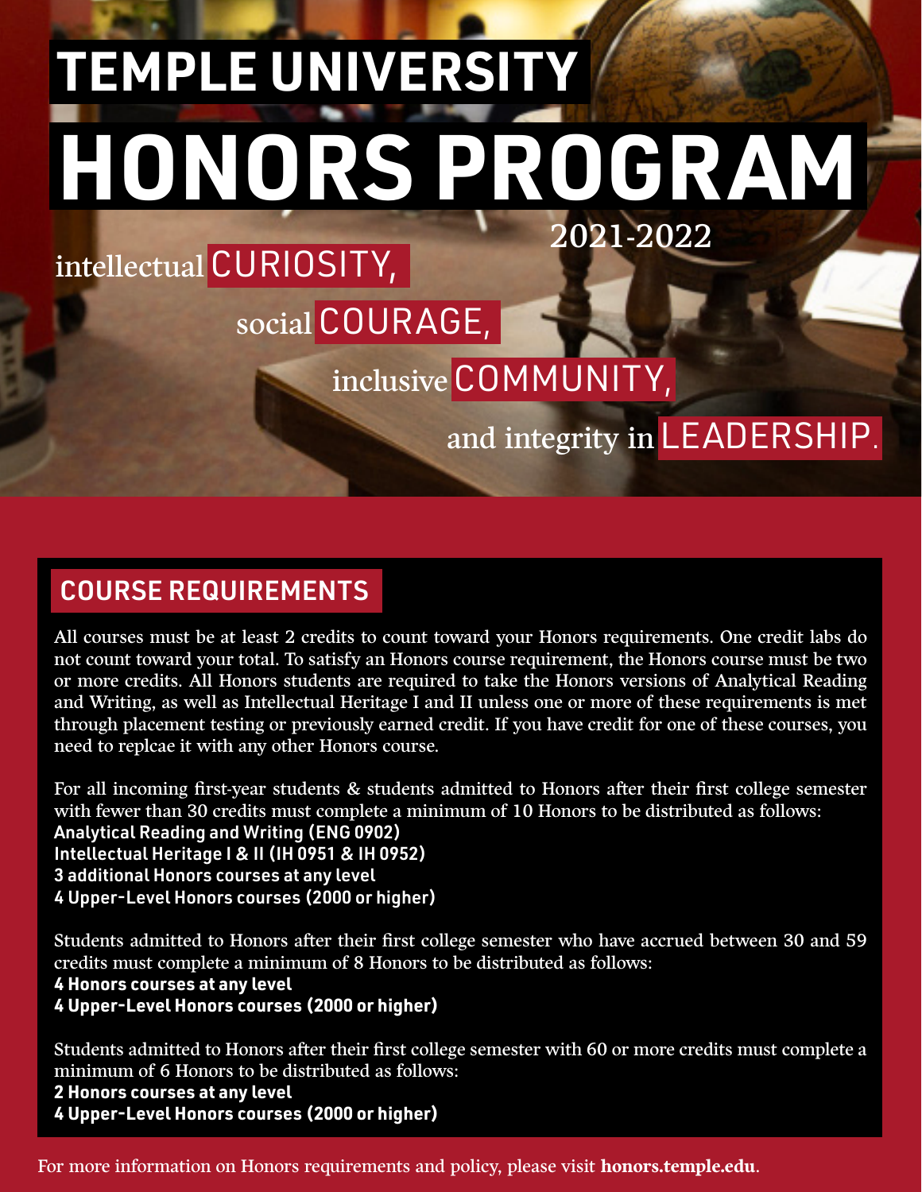# TEMPLE UNIVERSITY

# HONORS PROGRAM

2021-2022

intellectual CURIOSITY,

social COURAGE,

inclusive COMMUNITY,

and integrity in LEADERSHIP.

## COURSE REQUIREMENTS

All courses must be at least 2 credits to count toward your Honors requirements. One credit labs do not count toward your total. To satisfy an Honors course requirement, the Honors course must be two or more credits. All Honors students are required to take the Honors versions of Analytical Reading and Writing, as well as Intellectual Heritage I and II unless one or more of these requirements is met through placement testing or previously earned credit. If you have credit for one of these courses, you need to replcae it with any other Honors course.

For all incoming first-year students & students admitted to Honors after their first college semester with fewer than 30 credits must complete a minimum of 10 Honors to be distributed as follows:

**Analytical Reading and Writing (ENG 0902)**
**Intellectual Heritage I & II (IH 0951 & IH 0952)**
**3 additional Honors courses at any level**
**4 Upper-Level Honors courses (2000 or higher)**

Students admitted to Honors after their first college semester who have accrued between 30 and 59 credits must complete a minimum of 8 Honors to be distributed as follows:

**4 Honors courses at any level**
**4 Upper-Level Honors courses (2000 or higher)**

Students admitted to Honors after their first college semester with 60 or more credits must complete a minimum of 6 Honors to be distributed as follows:

**2 Honors courses at any level**
**4 Upper-Level Honors courses (2000 or higher)**

For more information on Honors requirements and policy, please visit **honors.temple.edu**.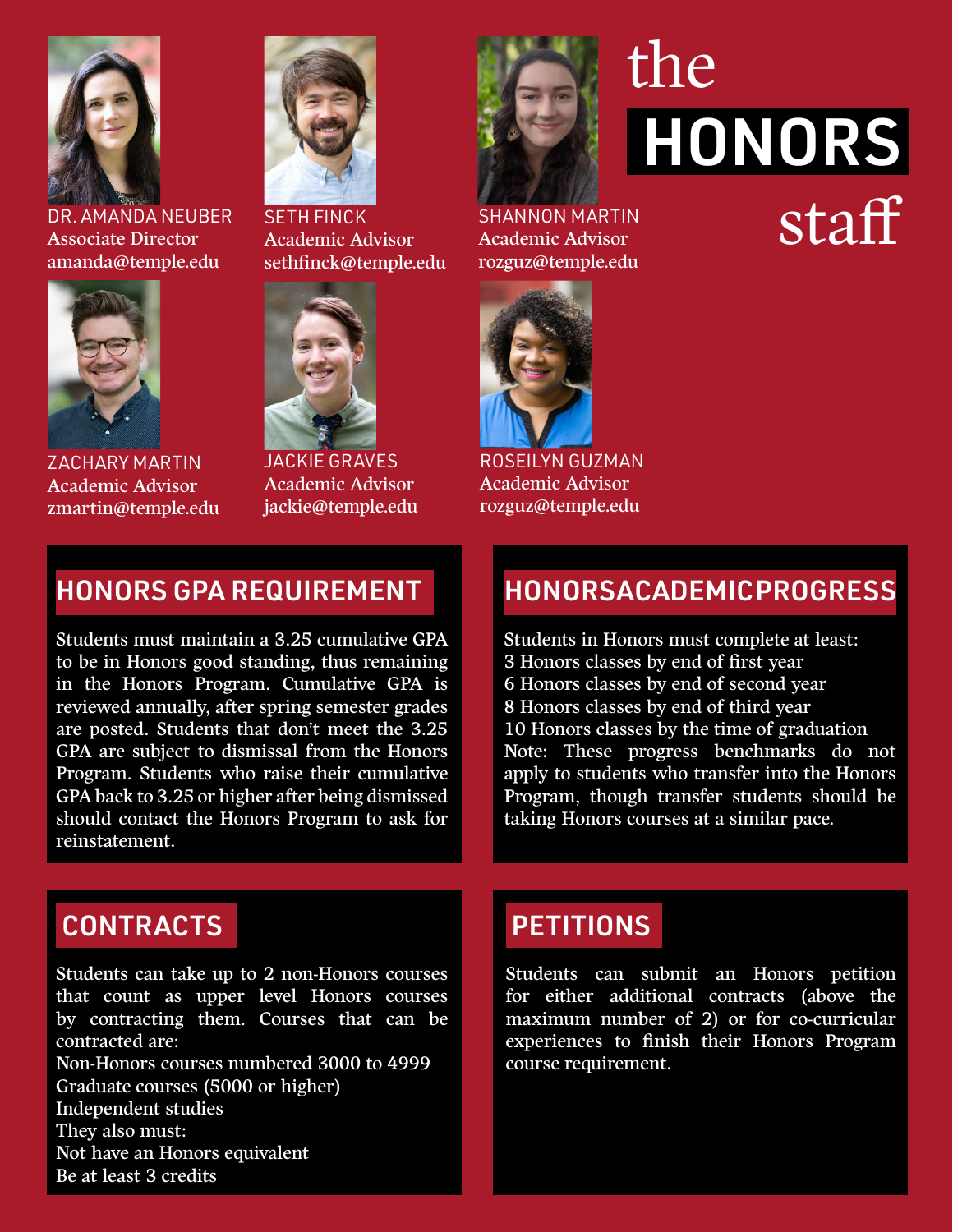# the HONORS staff

DR. AMANDA NEUBER
Associate Director
amanda@temple.edu

SETH FINCK
Academic Advisor
sethfinck@temple.edu

SHANNON MARTIN
Academic Advisor
rozguz@temple.edu

ZACHARY MARTIN
Academic Advisor
zmartin@temple.edu

JACKIE GRAVES
Academic Advisor
jackie@temple.edu

ROSEILYN GUZMAN
Academic Advisor
rozguz@temple.edu

## HONORS GPA REQUIREMENT

Students must maintain a 3.25 cumulative GPA to be in Honors good standing, thus remaining in the Honors Program. Cumulative GPA is reviewed annually, after spring semester grades are posted. Students that don't meet the 3.25 GPA are subject to dismissal from the Honors Program. Students who raise their cumulative GPA back to 3.25 or higher after being dismissed should contact the Honors Program to ask for reinstatement.

## HONORSACADEMICPROGRESS

Students in Honors must complete at least:
3 Honors classes by end of first year
6 Honors classes by end of second year
8 Honors classes by end of third year
10 Honors classes by the time of graduation
Note: These progress benchmarks do not apply to students who transfer into the Honors Program, though transfer students should be taking Honors courses at a similar pace.

## CONTRACTS

Students can take up to 2 non-Honors courses that count as upper level Honors courses by contracting them. Courses that can be contracted are:
Non-Honors courses numbered 3000 to 4999
Graduate courses (5000 or higher)
Independent studies
They also must:
Not have an Honors equivalent
Be at least 3 credits

## PETITIONS

Students can submit an Honors petition for either additional contracts (above the maximum number of 2) or for co-curricular experiences to finish their Honors Program course requirement.